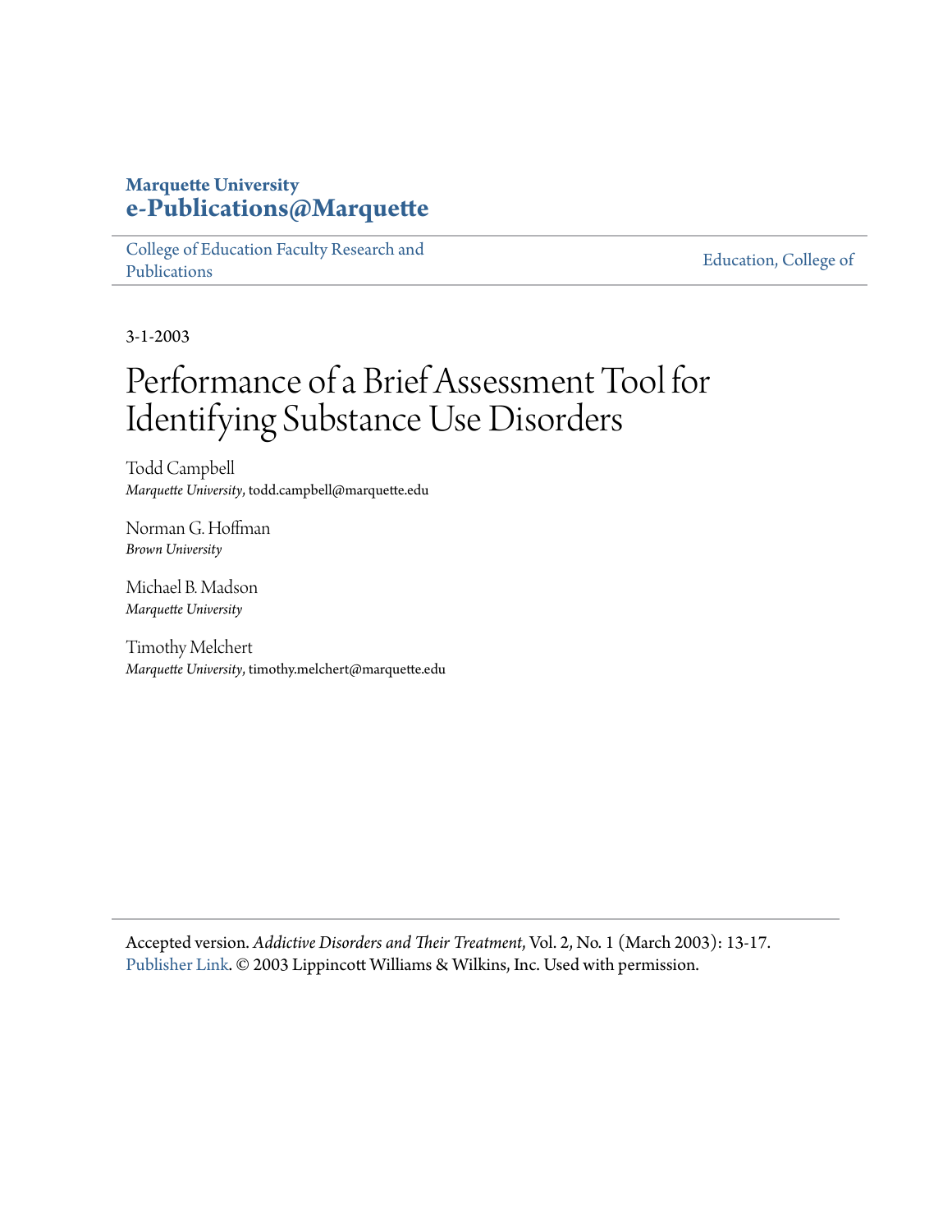**Marquette University**
**e-Publications@Marquette**

College of Education Faculty Research and Publications | Education, College of

3-1-2003

# Performance of a Brief Assessment Tool for Identifying Substance Use Disorders

Todd Campbell
*Marquette University*, todd.campbell@marquette.edu

Norman G. Hoffman
*Brown University*

Michael B. Madson
*Marquette University*

Timothy Melchert
*Marquette University*, timothy.melchert@marquette.edu

Accepted version. *Addictive Disorders and Their Treatment*, Vol. 2, No. 1 (March 2003): 13-17. Publisher Link. © 2003 Lippincott Williams & Wilkins, Inc. Used with permission.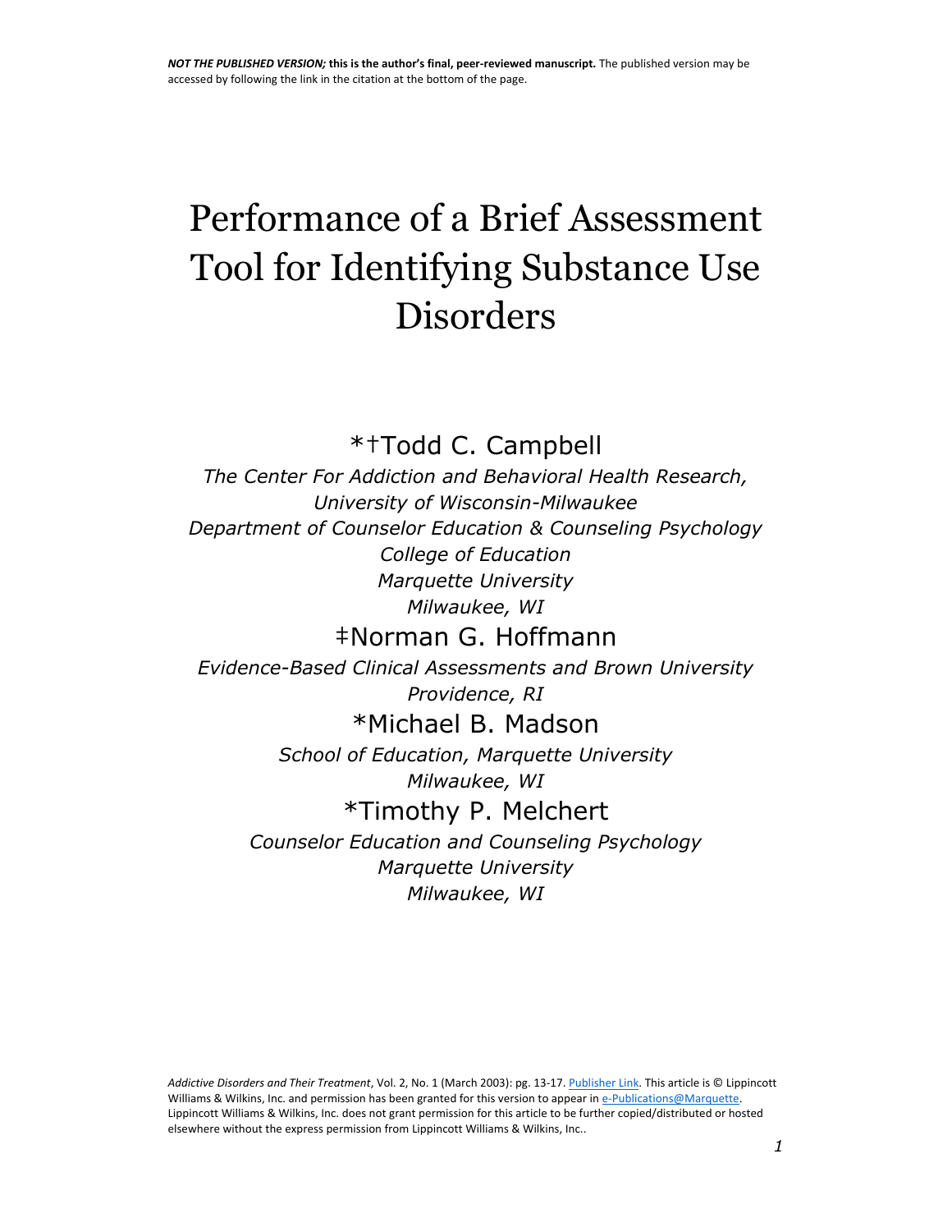*NOT THE PUBLISHED VERSION;* **this is the author's final, peer-reviewed manuscript.** The published version may be accessed by following the link in the citation at the bottom of the page.

# Performance of a Brief Assessment Tool for Identifying Substance Use Disorders

*†Todd C. Campbell

*The Center For Addiction and Behavioral Health Research, University of Wisconsin-Milwaukee*
*Department of Counselor Education & Counseling Psychology*
*College of Education*
*Marquette University*
*Milwaukee, WI*

‡Norman G. Hoffmann

*Evidence-Based Clinical Assessments and Brown University*
*Providence, RI*

*Michael B. Madson

*School of Education, Marquette University*
*Milwaukee, WI*

*Timothy P. Melchert

*Counselor Education and Counseling Psychology*
*Marquette University*
*Milwaukee, WI*

*Addictive Disorders and Their Treatment*, Vol. 2, No. 1 (March 2003): pg. 13-17. Publisher Link. This article is © Lippincott Williams & Wilkins, Inc. and permission has been granted for this version to appear in e-Publications@Marquette. Lippincott Williams & Wilkins, Inc. does not grant permission for this article to be further copied/distributed or hosted elsewhere without the express permission from Lippincott Williams & Wilkins, Inc..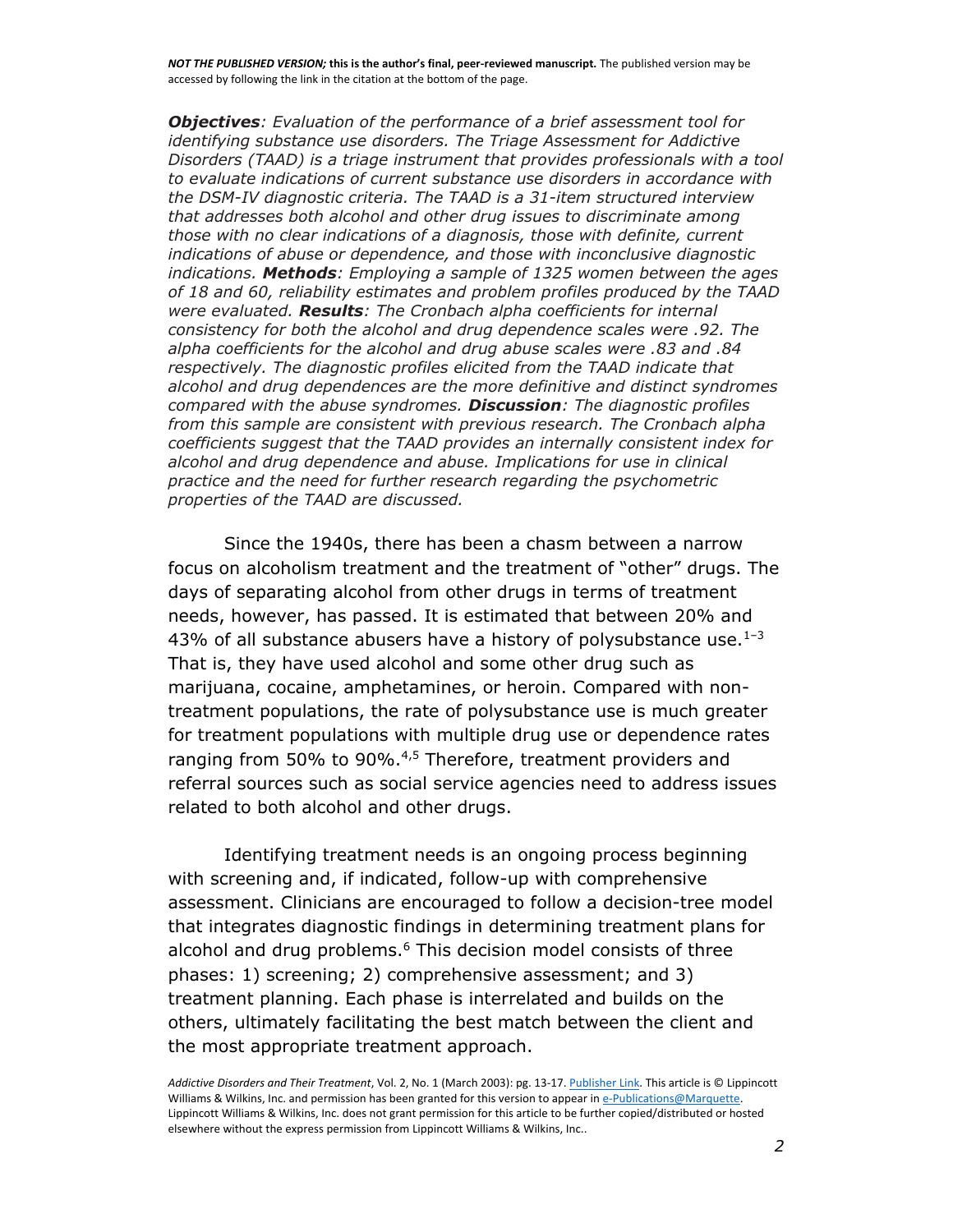***Objectives**: Evaluation of the performance of a brief assessment tool for identifying substance use disorders. The Triage Assessment for Addictive Disorders (TAAD) is a triage instrument that provides professionals with a tool to evaluate indications of current substance use disorders in accordance with the DSM-IV diagnostic criteria. The TAAD is a 31-item structured interview that addresses both alcohol and other drug issues to discriminate among those with no clear indications of a diagnosis, those with definite, current indications of abuse or dependence, and those with inconclusive diagnostic indications. **Methods**: Employing a sample of 1325 women between the ages of 18 and 60, reliability estimates and problem profiles produced by the TAAD were evaluated. **Results**: The Cronbach alpha coefficients for internal consistency for both the alcohol and drug dependence scales were .92. The alpha coefficients for the alcohol and drug abuse scales were .83 and .84 respectively. The diagnostic profiles elicited from the TAAD indicate that alcohol and drug dependences are the more definitive and distinct syndromes compared with the abuse syndromes. **Discussion**: The diagnostic profiles from this sample are consistent with previous research. The Cronbach alpha coefficients suggest that the TAAD provides an internally consistent index for alcohol and drug dependence and abuse. Implications for use in clinical practice and the need for further research regarding the psychometric properties of the TAAD are discussed.*

Since the 1940s, there has been a chasm between a narrow focus on alcoholism treatment and the treatment of "other" drugs. The days of separating alcohol from other drugs in terms of treatment needs, however, has passed. It is estimated that between 20% and 43% of all substance abusers have a history of polysubstance use.[1–3] That is, they have used alcohol and some other drug such as marijuana, cocaine, amphetamines, or heroin. Compared with non-treatment populations, the rate of polysubstance use is much greater for treatment populations with multiple drug use or dependence rates ranging from 50% to 90%.[4,5] Therefore, treatment providers and referral sources such as social service agencies need to address issues related to both alcohol and other drugs.

Identifying treatment needs is an ongoing process beginning with screening and, if indicated, follow-up with comprehensive assessment. Clinicians are encouraged to follow a decision-tree model that integrates diagnostic findings in determining treatment plans for alcohol and drug problems.[6] This decision model consists of three phases: 1) screening; 2) comprehensive assessment; and 3) treatment planning. Each phase is interrelated and builds on the others, ultimately facilitating the best match between the client and the most appropriate treatment approach.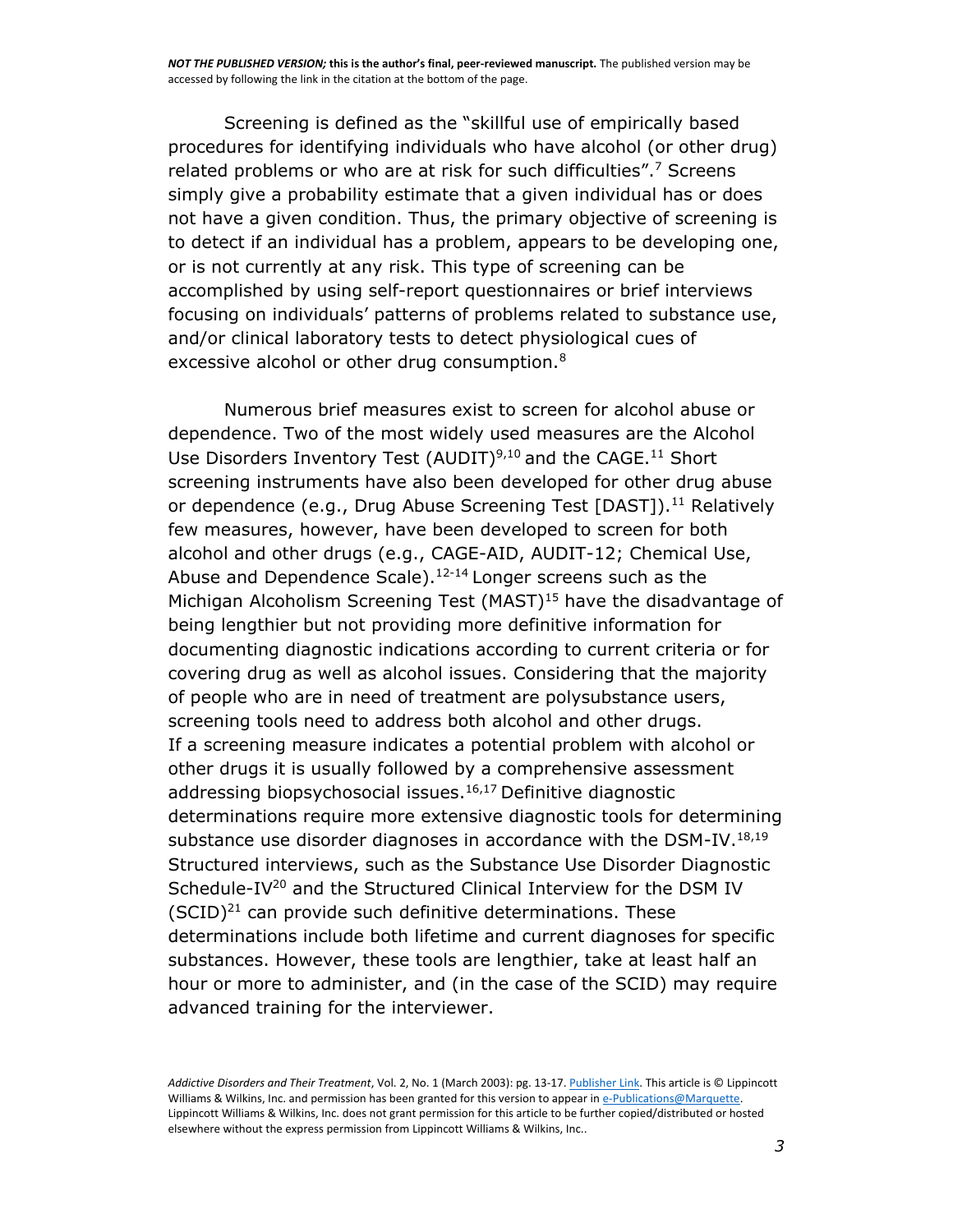Screening is defined as the "skillful use of empirically based procedures for identifying individuals who have alcohol (or other drug) related problems or who are at risk for such difficulties".[7] Screens simply give a probability estimate that a given individual has or does not have a given condition. Thus, the primary objective of screening is to detect if an individual has a problem, appears to be developing one, or is not currently at any risk. This type of screening can be accomplished by using self-report questionnaires or brief interviews focusing on individuals' patterns of problems related to substance use, and/or clinical laboratory tests to detect physiological cues of excessive alcohol or other drug consumption.[8]

Numerous brief measures exist to screen for alcohol abuse or dependence. Two of the most widely used measures are the Alcohol Use Disorders Inventory Test (AUDIT)[9,10] and the CAGE.[11] Short screening instruments have also been developed for other drug abuse or dependence (e.g., Drug Abuse Screening Test [DAST]).[11] Relatively few measures, however, have been developed to screen for both alcohol and other drugs (e.g., CAGE-AID, AUDIT-12; Chemical Use, Abuse and Dependence Scale).[12-14] Longer screens such as the Michigan Alcoholism Screening Test (MAST)[15] have the disadvantage of being lengthier but not providing more definitive information for documenting diagnostic indications according to current criteria or for covering drug as well as alcohol issues. Considering that the majority of people who are in need of treatment are polysubstance users, screening tools need to address both alcohol and other drugs. If a screening measure indicates a potential problem with alcohol or other drugs it is usually followed by a comprehensive assessment addressing biopsychosocial issues.[16,17] Definitive diagnostic determinations require more extensive diagnostic tools for determining substance use disorder diagnoses in accordance with the DSM-IV.[18,19] Structured interviews, such as the Substance Use Disorder Diagnostic Schedule-IV[20] and the Structured Clinical Interview for the DSM IV (SCID)[21] can provide such definitive determinations. These determinations include both lifetime and current diagnoses for specific substances. However, these tools are lengthier, take at least half an hour or more to administer, and (in the case of the SCID) may require advanced training for the interviewer.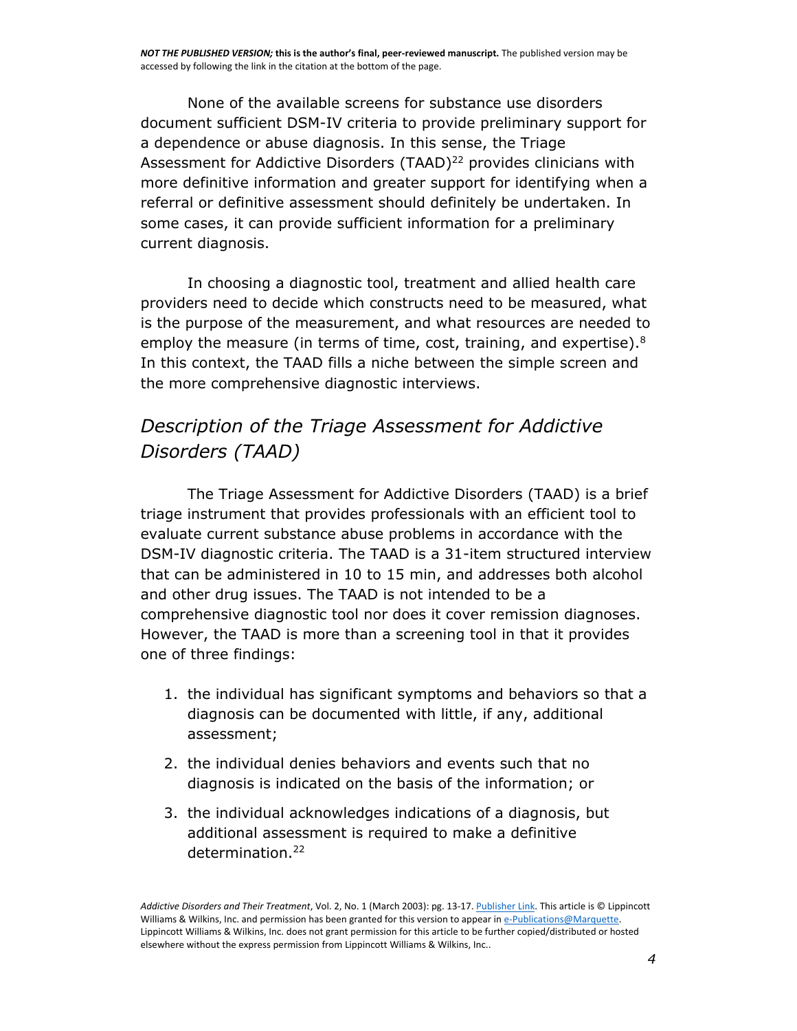None of the available screens for substance use disorders document sufficient DSM-IV criteria to provide preliminary support for a dependence or abuse diagnosis. In this sense, the Triage Assessment for Addictive Disorders (TAAD)[22] provides clinicians with more definitive information and greater support for identifying when a referral or definitive assessment should definitely be undertaken. In some cases, it can provide sufficient information for a preliminary current diagnosis.

In choosing a diagnostic tool, treatment and allied health care providers need to decide which constructs need to be measured, what is the purpose of the measurement, and what resources are needed to employ the measure (in terms of time, cost, training, and expertise).[8] In this context, the TAAD fills a niche between the simple screen and the more comprehensive diagnostic interviews.

## *Description of the Triage Assessment for Addictive Disorders (TAAD)*

The Triage Assessment for Addictive Disorders (TAAD) is a brief triage instrument that provides professionals with an efficient tool to evaluate current substance abuse problems in accordance with the DSM-IV diagnostic criteria. The TAAD is a 31-item structured interview that can be administered in 10 to 15 min, and addresses both alcohol and other drug issues. The TAAD is not intended to be a comprehensive diagnostic tool nor does it cover remission diagnoses. However, the TAAD is more than a screening tool in that it provides one of three findings:

1. the individual has significant symptoms and behaviors so that a diagnosis can be documented with little, if any, additional assessment;
2. the individual denies behaviors and events such that no diagnosis is indicated on the basis of the information; or
3. the individual acknowledges indications of a diagnosis, but additional assessment is required to make a definitive determination.[22]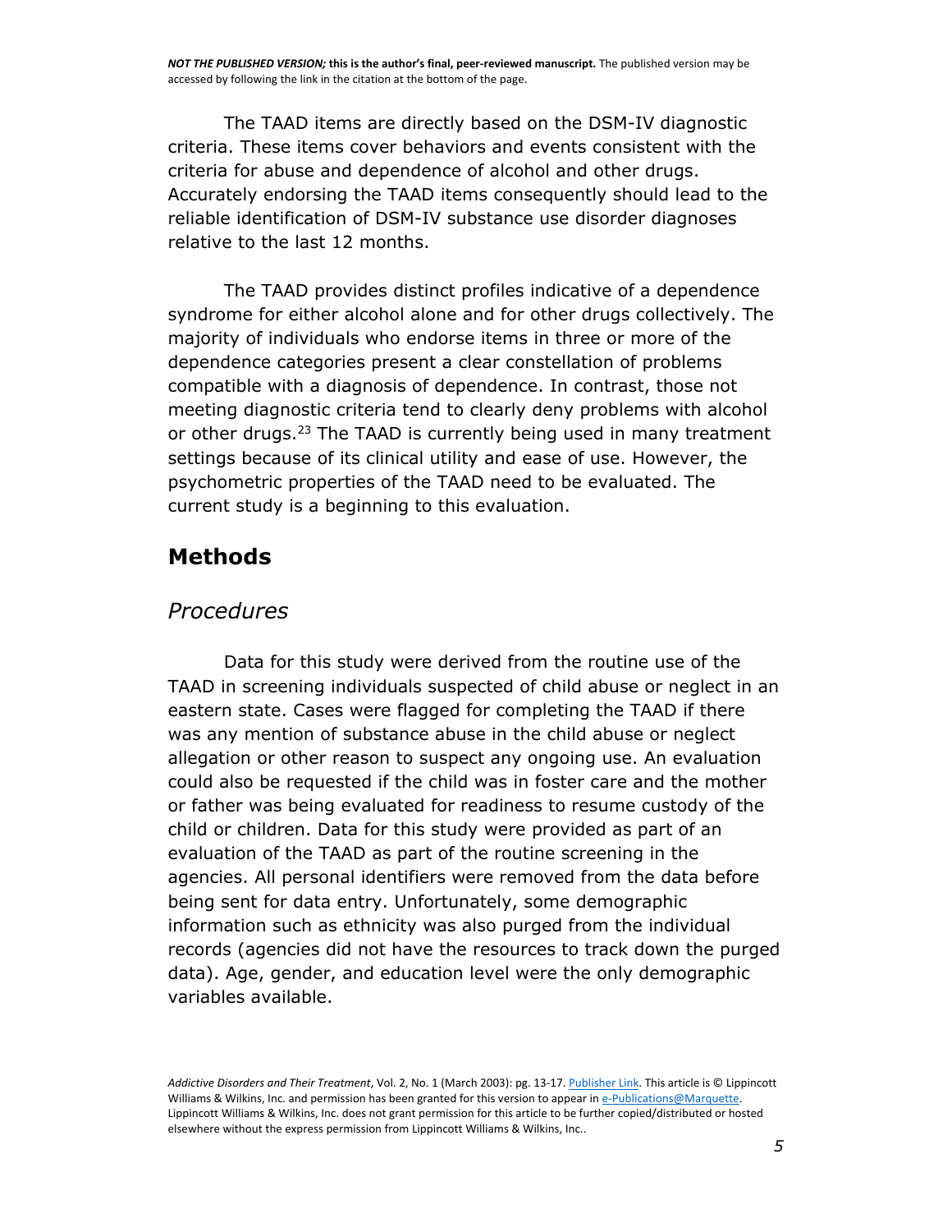The TAAD items are directly based on the DSM-IV diagnostic criteria. These items cover behaviors and events consistent with the criteria for abuse and dependence of alcohol and other drugs. Accurately endorsing the TAAD items consequently should lead to the reliable identification of DSM-IV substance use disorder diagnoses relative to the last 12 months.

The TAAD provides distinct profiles indicative of a dependence syndrome for either alcohol alone and for other drugs collectively. The majority of individuals who endorse items in three or more of the dependence categories present a clear constellation of problems compatible with a diagnosis of dependence. In contrast, those not meeting diagnostic criteria tend to clearly deny problems with alcohol or other drugs.[23] The TAAD is currently being used in many treatment settings because of its clinical utility and ease of use. However, the psychometric properties of the TAAD need to be evaluated. The current study is a beginning to this evaluation.

## Methods

### *Procedures*

Data for this study were derived from the routine use of the TAAD in screening individuals suspected of child abuse or neglect in an eastern state. Cases were flagged for completing the TAAD if there was any mention of substance abuse in the child abuse or neglect allegation or other reason to suspect any ongoing use. An evaluation could also be requested if the child was in foster care and the mother or father was being evaluated for readiness to resume custody of the child or children. Data for this study were provided as part of an evaluation of the TAAD as part of the routine screening in the agencies. All personal identifiers were removed from the data before being sent for data entry. Unfortunately, some demographic information such as ethnicity was also purged from the individual records (agencies did not have the resources to track down the purged data). Age, gender, and education level were the only demographic variables available.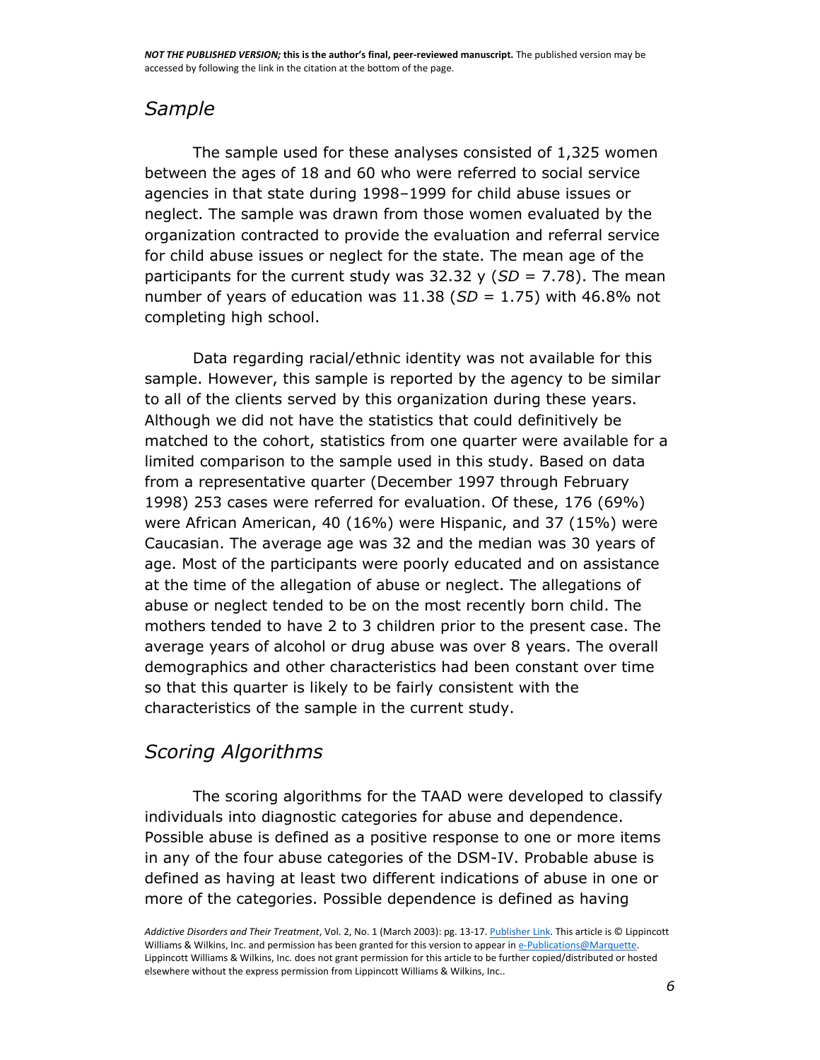## *Sample*

The sample used for these analyses consisted of 1,325 women between the ages of 18 and 60 who were referred to social service agencies in that state during 1998–1999 for child abuse issues or neglect. The sample was drawn from those women evaluated by the organization contracted to provide the evaluation and referral service for child abuse issues or neglect for the state. The mean age of the participants for the current study was 32.32 y (*SD* = 7.78). The mean number of years of education was 11.38 (*SD* = 1.75) with 46.8% not completing high school.

Data regarding racial/ethnic identity was not available for this sample. However, this sample is reported by the agency to be similar to all of the clients served by this organization during these years. Although we did not have the statistics that could definitively be matched to the cohort, statistics from one quarter were available for a limited comparison to the sample used in this study. Based on data from a representative quarter (December 1997 through February 1998) 253 cases were referred for evaluation. Of these, 176 (69%) were African American, 40 (16%) were Hispanic, and 37 (15%) were Caucasian. The average age was 32 and the median was 30 years of age. Most of the participants were poorly educated and on assistance at the time of the allegation of abuse or neglect. The allegations of abuse or neglect tended to be on the most recently born child. The mothers tended to have 2 to 3 children prior to the present case. The average years of alcohol or drug abuse was over 8 years. The overall demographics and other characteristics had been constant over time so that this quarter is likely to be fairly consistent with the characteristics of the sample in the current study.

## *Scoring Algorithms*

The scoring algorithms for the TAAD were developed to classify individuals into diagnostic categories for abuse and dependence. Possible abuse is defined as a positive response to one or more items in any of the four abuse categories of the DSM-IV. Probable abuse is defined as having at least two different indications of abuse in one or more of the categories. Possible dependence is defined as having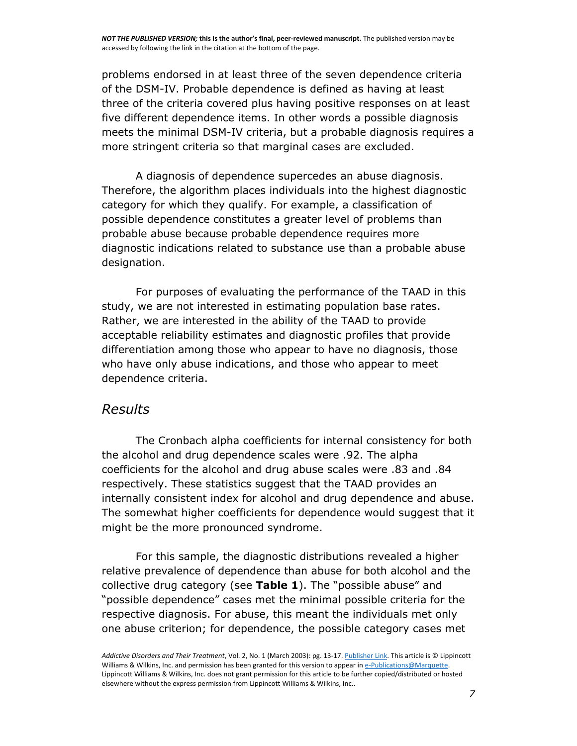problems endorsed in at least three of the seven dependence criteria of the DSM-IV. Probable dependence is defined as having at least three of the criteria covered plus having positive responses on at least five different dependence items. In other words a possible diagnosis meets the minimal DSM-IV criteria, but a probable diagnosis requires a more stringent criteria so that marginal cases are excluded.

A diagnosis of dependence supercedes an abuse diagnosis. Therefore, the algorithm places individuals into the highest diagnostic category for which they qualify. For example, a classification of possible dependence constitutes a greater level of problems than probable abuse because probable dependence requires more diagnostic indications related to substance use than a probable abuse designation.

For purposes of evaluating the performance of the TAAD in this study, we are not interested in estimating population base rates. Rather, we are interested in the ability of the TAAD to provide acceptable reliability estimates and diagnostic profiles that provide differentiation among those who appear to have no diagnosis, those who have only abuse indications, and those who appear to meet dependence criteria.

## *Results*

The Cronbach alpha coefficients for internal consistency for both the alcohol and drug dependence scales were .92. The alpha coefficients for the alcohol and drug abuse scales were .83 and .84 respectively. These statistics suggest that the TAAD provides an internally consistent index for alcohol and drug dependence and abuse. The somewhat higher coefficients for dependence would suggest that it might be the more pronounced syndrome.

For this sample, the diagnostic distributions revealed a higher relative prevalence of dependence than abuse for both alcohol and the collective drug category (see **Table 1**). The "possible abuse" and "possible dependence" cases met the minimal possible criteria for the respective diagnosis. For abuse, this meant the individuals met only one abuse criterion; for dependence, the possible category cases met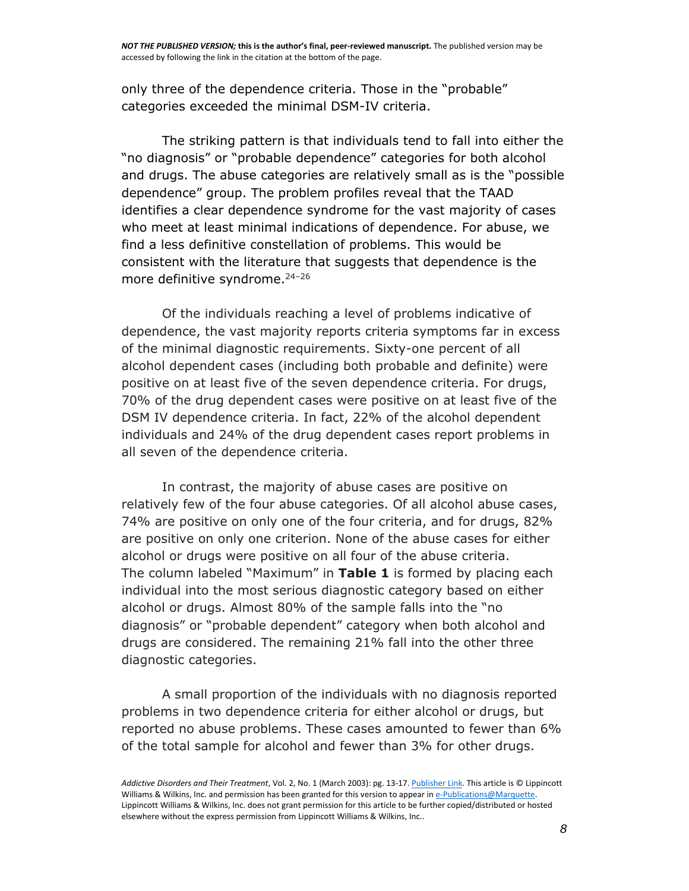only three of the dependence criteria. Those in the "probable" categories exceeded the minimal DSM-IV criteria.

The striking pattern is that individuals tend to fall into either the "no diagnosis" or "probable dependence" categories for both alcohol and drugs. The abuse categories are relatively small as is the "possible dependence" group. The problem profiles reveal that the TAAD identifies a clear dependence syndrome for the vast majority of cases who meet at least minimal indications of dependence. For abuse, we find a less definitive constellation of problems. This would be consistent with the literature that suggests that dependence is the more definitive syndrome.[24–26]

Of the individuals reaching a level of problems indicative of dependence, the vast majority reports criteria symptoms far in excess of the minimal diagnostic requirements. Sixty-one percent of all alcohol dependent cases (including both probable and definite) were positive on at least five of the seven dependence criteria. For drugs, 70% of the drug dependent cases were positive on at least five of the DSM IV dependence criteria. In fact, 22% of the alcohol dependent individuals and 24% of the drug dependent cases report problems in all seven of the dependence criteria.

In contrast, the majority of abuse cases are positive on relatively few of the four abuse categories. Of all alcohol abuse cases, 74% are positive on only one of the four criteria, and for drugs, 82% are positive on only one criterion. None of the abuse cases for either alcohol or drugs were positive on all four of the abuse criteria. The column labeled "Maximum" in **Table 1** is formed by placing each individual into the most serious diagnostic category based on either alcohol or drugs. Almost 80% of the sample falls into the "no diagnosis" or "probable dependent" category when both alcohol and drugs are considered. The remaining 21% fall into the other three diagnostic categories.

A small proportion of the individuals with no diagnosis reported problems in two dependence criteria for either alcohol or drugs, but reported no abuse problems. These cases amounted to fewer than 6% of the total sample for alcohol and fewer than 3% for other drugs.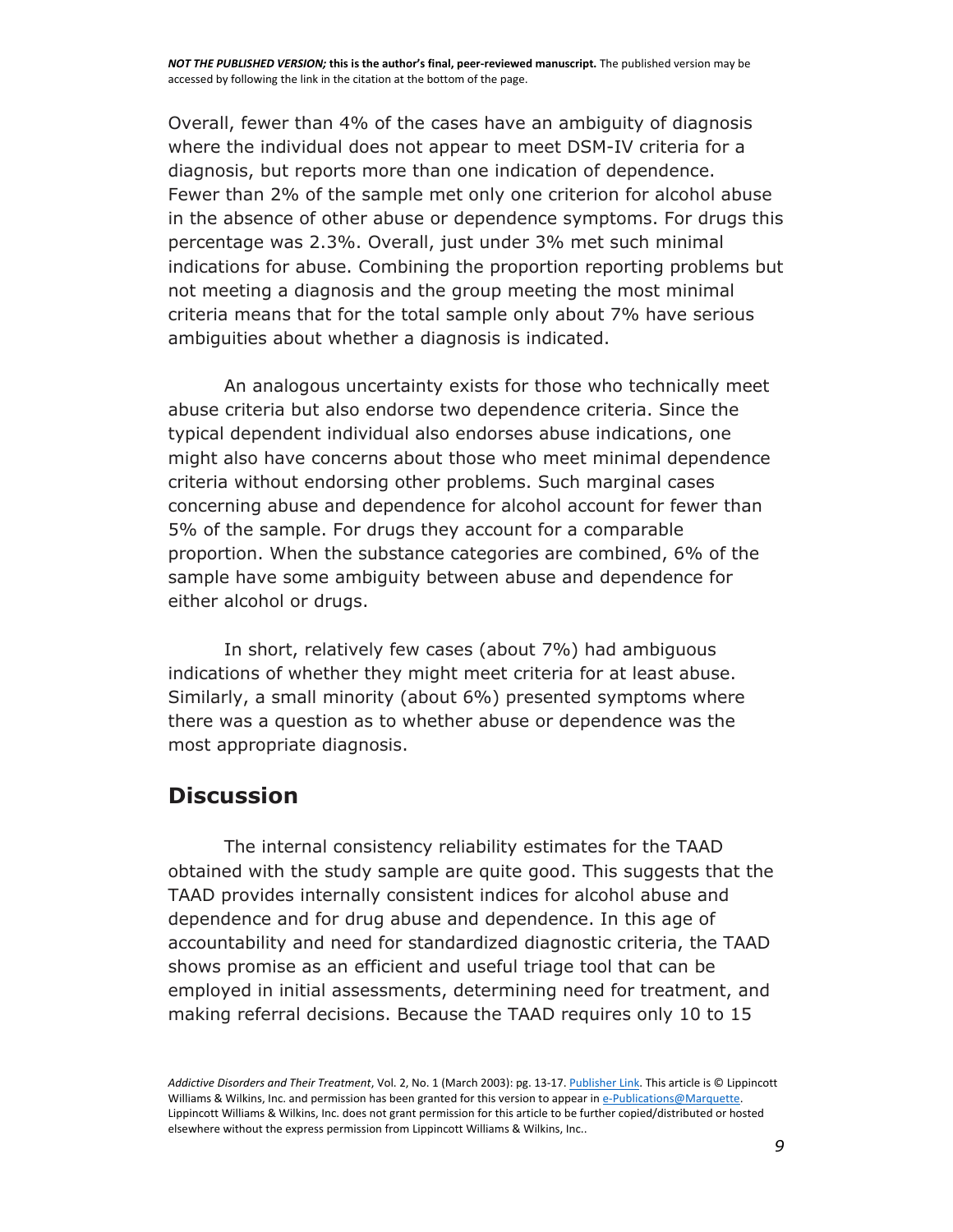Overall, fewer than 4% of the cases have an ambiguity of diagnosis where the individual does not appear to meet DSM-IV criteria for a diagnosis, but reports more than one indication of dependence. Fewer than 2% of the sample met only one criterion for alcohol abuse in the absence of other abuse or dependence symptoms. For drugs this percentage was 2.3%. Overall, just under 3% met such minimal indications for abuse. Combining the proportion reporting problems but not meeting a diagnosis and the group meeting the most minimal criteria means that for the total sample only about 7% have serious ambiguities about whether a diagnosis is indicated.

An analogous uncertainty exists for those who technically meet abuse criteria but also endorse two dependence criteria. Since the typical dependent individual also endorses abuse indications, one might also have concerns about those who meet minimal dependence criteria without endorsing other problems. Such marginal cases concerning abuse and dependence for alcohol account for fewer than 5% of the sample. For drugs they account for a comparable proportion. When the substance categories are combined, 6% of the sample have some ambiguity between abuse and dependence for either alcohol or drugs.

In short, relatively few cases (about 7%) had ambiguous indications of whether they might meet criteria for at least abuse. Similarly, a small minority (about 6%) presented symptoms where there was a question as to whether abuse or dependence was the most appropriate diagnosis.

## Discussion

The internal consistency reliability estimates for the TAAD obtained with the study sample are quite good. This suggests that the TAAD provides internally consistent indices for alcohol abuse and dependence and for drug abuse and dependence. In this age of accountability and need for standardized diagnostic criteria, the TAAD shows promise as an efficient and useful triage tool that can be employed in initial assessments, determining need for treatment, and making referral decisions. Because the TAAD requires only 10 to 15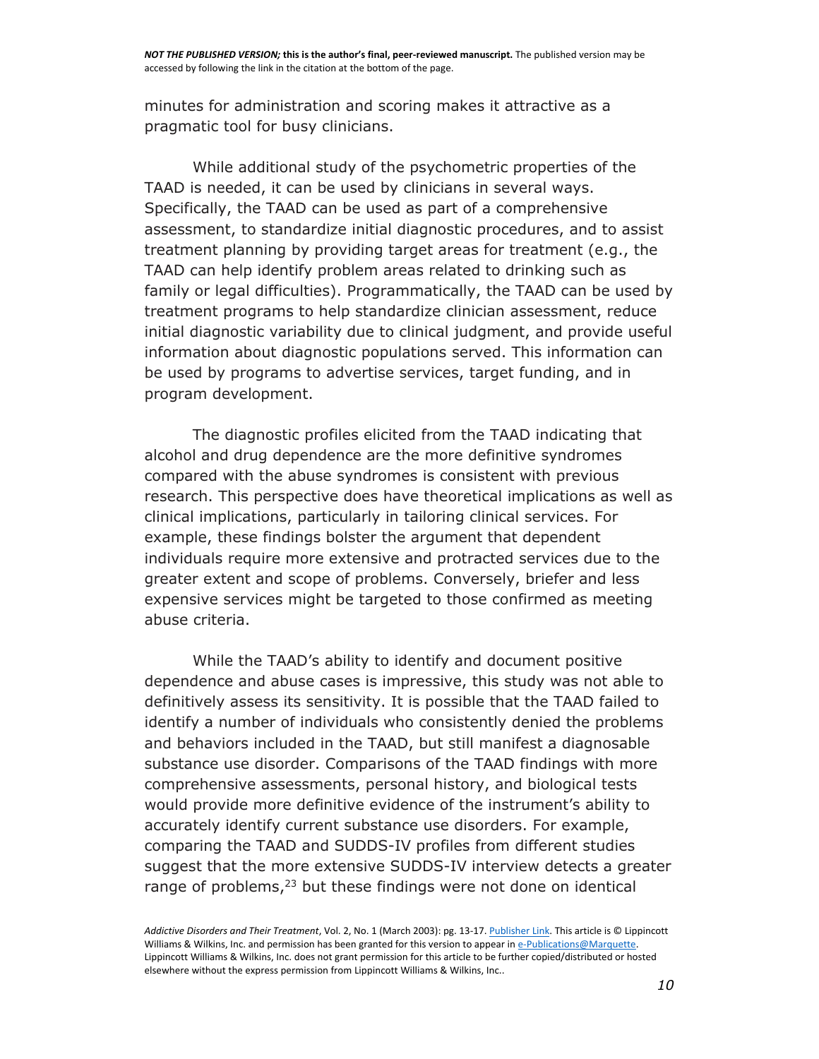minutes for administration and scoring makes it attractive as a pragmatic tool for busy clinicians.

While additional study of the psychometric properties of the TAAD is needed, it can be used by clinicians in several ways. Specifically, the TAAD can be used as part of a comprehensive assessment, to standardize initial diagnostic procedures, and to assist treatment planning by providing target areas for treatment (e.g., the TAAD can help identify problem areas related to drinking such as family or legal difficulties). Programmatically, the TAAD can be used by treatment programs to help standardize clinician assessment, reduce initial diagnostic variability due to clinical judgment, and provide useful information about diagnostic populations served. This information can be used by programs to advertise services, target funding, and in program development.

The diagnostic profiles elicited from the TAAD indicating that alcohol and drug dependence are the more definitive syndromes compared with the abuse syndromes is consistent with previous research. This perspective does have theoretical implications as well as clinical implications, particularly in tailoring clinical services. For example, these findings bolster the argument that dependent individuals require more extensive and protracted services due to the greater extent and scope of problems. Conversely, briefer and less expensive services might be targeted to those confirmed as meeting abuse criteria.

While the TAAD's ability to identify and document positive dependence and abuse cases is impressive, this study was not able to definitively assess its sensitivity. It is possible that the TAAD failed to identify a number of individuals who consistently denied the problems and behaviors included in the TAAD, but still manifest a diagnosable substance use disorder. Comparisons of the TAAD findings with more comprehensive assessments, personal history, and biological tests would provide more definitive evidence of the instrument's ability to accurately identify current substance use disorders. For example, comparing the TAAD and SUDDS-IV profiles from different studies suggest that the more extensive SUDDS-IV interview detects a greater range of problems,[23] but these findings were not done on identical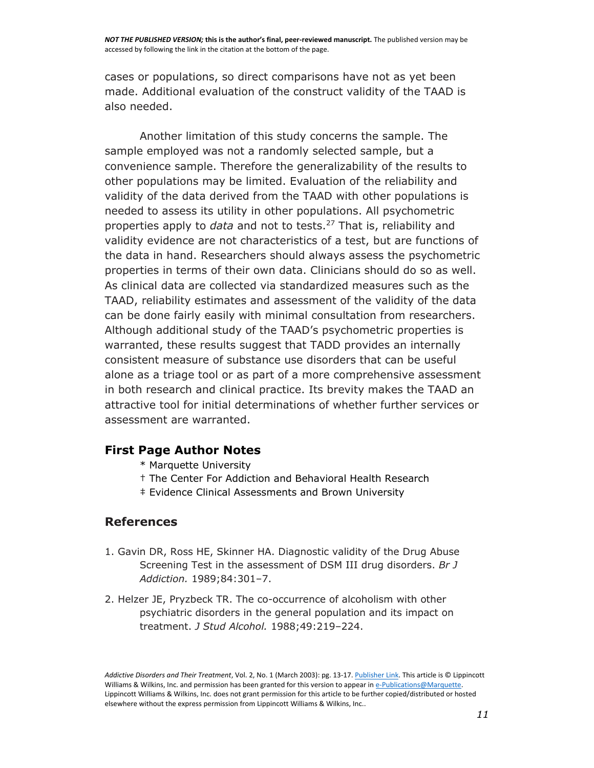cases or populations, so direct comparisons have not as yet been made. Additional evaluation of the construct validity of the TAAD is also needed.

Another limitation of this study concerns the sample. The sample employed was not a randomly selected sample, but a convenience sample. Therefore the generalizability of the results to other populations may be limited. Evaluation of the reliability and validity of the data derived from the TAAD with other populations is needed to assess its utility in other populations. All psychometric properties apply to *data* and not to tests.[27] That is, reliability and validity evidence are not characteristics of a test, but are functions of the data in hand. Researchers should always assess the psychometric properties in terms of their own data. Clinicians should do so as well. As clinical data are collected via standardized measures such as the TAAD, reliability estimates and assessment of the validity of the data can be done fairly easily with minimal consultation from researchers. Although additional study of the TAAD's psychometric properties is warranted, these results suggest that TADD provides an internally consistent measure of substance use disorders that can be useful alone as a triage tool or as part of a more comprehensive assessment in both research and clinical practice. Its brevity makes the TAAD an attractive tool for initial determinations of whether further services or assessment are warranted.

## First Page Author Notes

* Marquette University
† The Center For Addiction and Behavioral Health Research
‡ Evidence Clinical Assessments and Brown University

## References

1. Gavin DR, Ross HE, Skinner HA. Diagnostic validity of the Drug Abuse Screening Test in the assessment of DSM III drug disorders. *Br J Addiction.* 1989;84:301–7.
2. Helzer JE, Pryzbeck TR. The co-occurrence of alcoholism with other psychiatric disorders in the general population and its impact on treatment. *J Stud Alcohol.* 1988;49:219–224.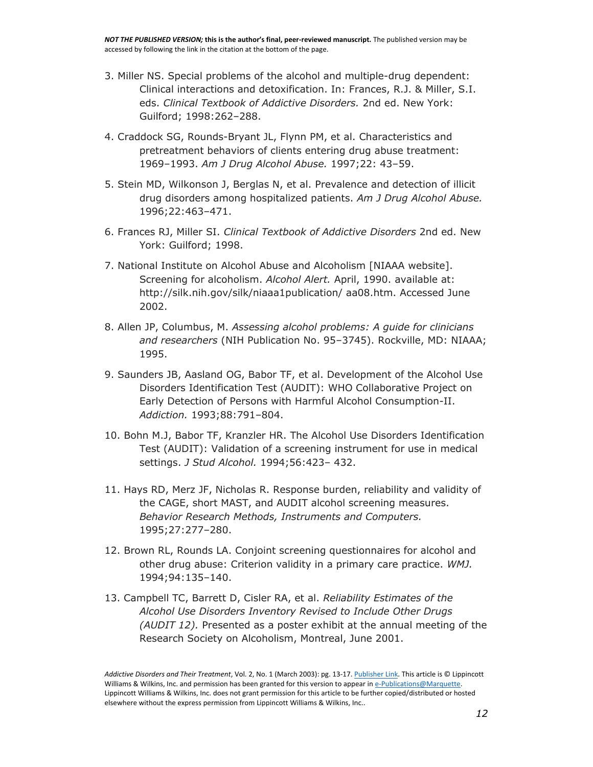3. Miller NS. Special problems of the alcohol and multiple-drug dependent: Clinical interactions and detoxification. In: Frances, R.J. & Miller, S.I. eds. *Clinical Textbook of Addictive Disorders.* 2nd ed. New York: Guilford; 1998:262–288.

4. Craddock SG, Rounds-Bryant JL, Flynn PM, et al. Characteristics and pretreatment behaviors of clients entering drug abuse treatment: 1969–1993. *Am J Drug Alcohol Abuse.* 1997;22: 43–59.

5. Stein MD, Wilkonson J, Berglas N, et al. Prevalence and detection of illicit drug disorders among hospitalized patients. *Am J Drug Alcohol Abuse.* 1996;22:463–471.

6. Frances RJ, Miller SI. *Clinical Textbook of Addictive Disorders* 2nd ed. New York: Guilford; 1998.

7. National Institute on Alcohol Abuse and Alcoholism [NIAAA website]. Screening for alcoholism. *Alcohol Alert.* April, 1990. available at: http://silk.nih.gov/silk/niaaa1publication/ aa08.htm. Accessed June 2002.

8. Allen JP, Columbus, M. *Assessing alcohol problems: A guide for clinicians and researchers* (NIH Publication No. 95–3745). Rockville, MD: NIAAA; 1995.

9. Saunders JB, Aasland OG, Babor TF, et al. Development of the Alcohol Use Disorders Identification Test (AUDIT): WHO Collaborative Project on Early Detection of Persons with Harmful Alcohol Consumption-II. *Addiction.* 1993;88:791–804.

10. Bohn M.J, Babor TF, Kranzler HR. The Alcohol Use Disorders Identification Test (AUDIT): Validation of a screening instrument for use in medical settings. *J Stud Alcohol.* 1994;56:423– 432.

11. Hays RD, Merz JF, Nicholas R. Response burden, reliability and validity of the CAGE, short MAST, and AUDIT alcohol screening measures. *Behavior Research Methods, Instruments and Computers.* 1995;27:277–280.

12. Brown RL, Rounds LA. Conjoint screening questionnaires for alcohol and other drug abuse: Criterion validity in a primary care practice. *WMJ.* 1994;94:135–140.

13. Campbell TC, Barrett D, Cisler RA, et al. *Reliability Estimates of the Alcohol Use Disorders Inventory Revised to Include Other Drugs (AUDIT 12).* Presented as a poster exhibit at the annual meeting of the Research Society on Alcoholism, Montreal, June 2001.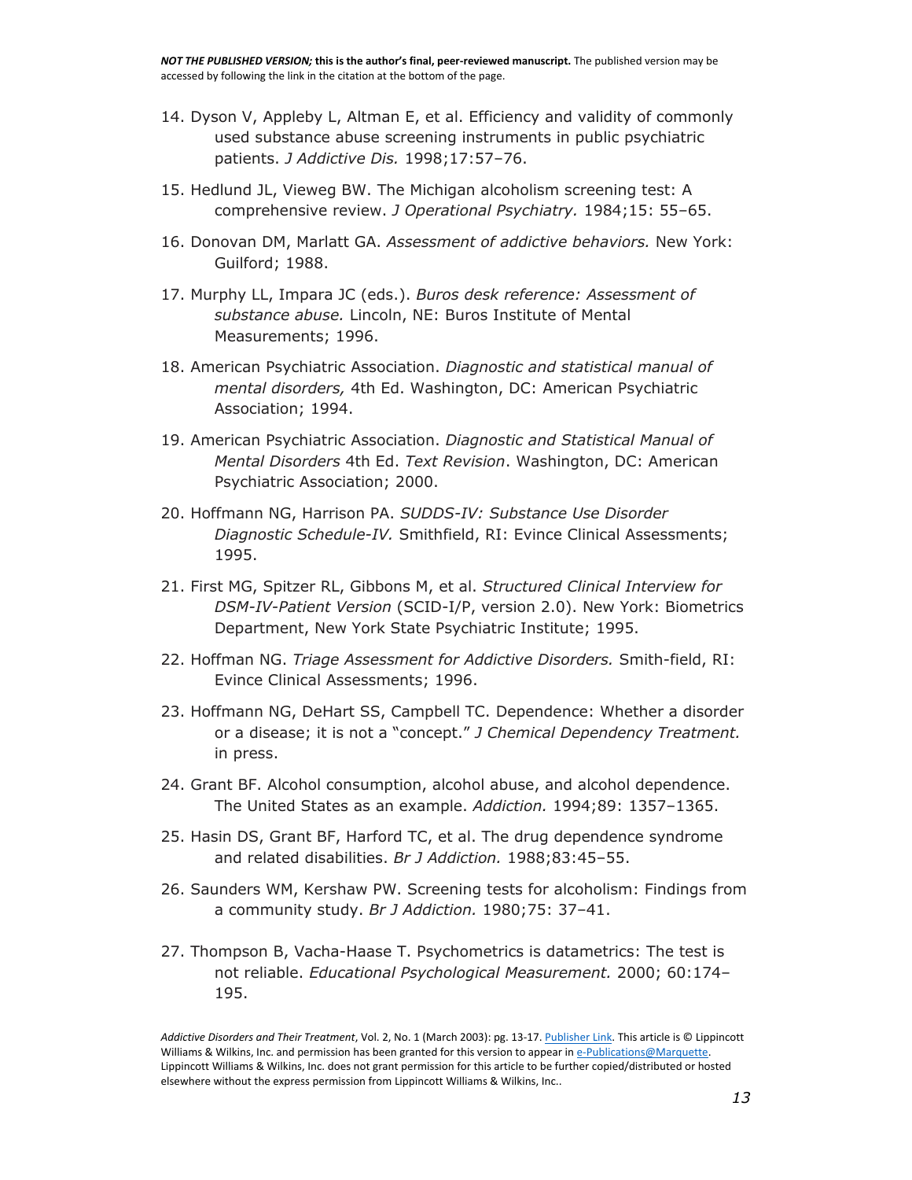14. Dyson V, Appleby L, Altman E, et al. Efficiency and validity of commonly used substance abuse screening instruments in public psychiatric patients. *J Addictive Dis.* 1998;17:57–76.

15. Hedlund JL, Vieweg BW. The Michigan alcoholism screening test: A comprehensive review. *J Operational Psychiatry.* 1984;15: 55–65.

16. Donovan DM, Marlatt GA. *Assessment of addictive behaviors.* New York: Guilford; 1988.

17. Murphy LL, Impara JC (eds.). *Buros desk reference: Assessment of substance abuse.* Lincoln, NE: Buros Institute of Mental Measurements; 1996.

18. American Psychiatric Association. *Diagnostic and statistical manual of mental disorders,* 4th Ed. Washington, DC: American Psychiatric Association; 1994.

19. American Psychiatric Association. *Diagnostic and Statistical Manual of Mental Disorders* 4th Ed. *Text Revision*. Washington, DC: American Psychiatric Association; 2000.

20. Hoffmann NG, Harrison PA. *SUDDS-IV: Substance Use Disorder Diagnostic Schedule-IV.* Smithfield, RI: Evince Clinical Assessments; 1995.

21. First MG, Spitzer RL, Gibbons M, et al. *Structured Clinical Interview for DSM-IV-Patient Version* (SCID-I/P, version 2.0). New York: Biometrics Department, New York State Psychiatric Institute; 1995.

22. Hoffman NG. *Triage Assessment for Addictive Disorders.* Smith-field, RI: Evince Clinical Assessments; 1996.

23. Hoffmann NG, DeHart SS, Campbell TC. Dependence: Whether a disorder or a disease; it is not a "concept." *J Chemical Dependency Treatment.* in press.

24. Grant BF. Alcohol consumption, alcohol abuse, and alcohol dependence. The United States as an example. *Addiction.* 1994;89: 1357–1365.

25. Hasin DS, Grant BF, Harford TC, et al. The drug dependence syndrome and related disabilities. *Br J Addiction.* 1988;83:45–55.

26. Saunders WM, Kershaw PW. Screening tests for alcoholism: Findings from a community study. *Br J Addiction.* 1980;75: 37–41.

27. Thompson B, Vacha-Haase T. Psychometrics is datametrics: The test is not reliable. *Educational Psychological Measurement.* 2000; 60:174–195.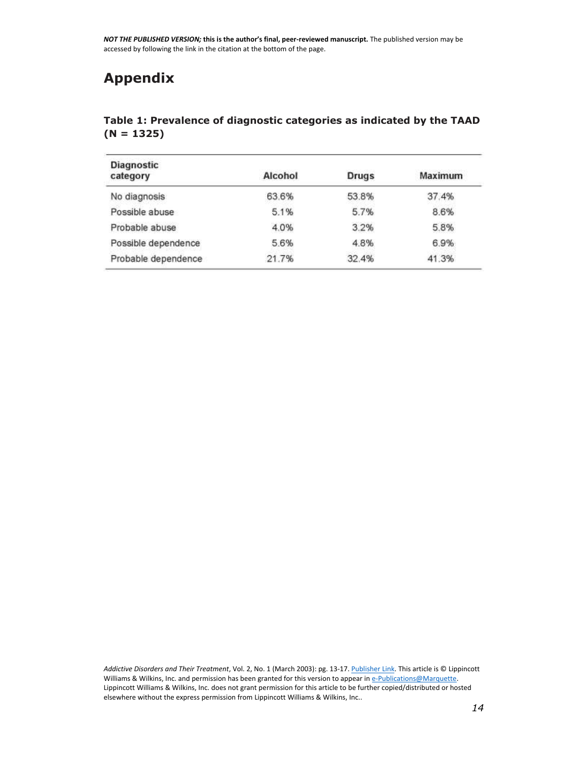# Appendix

### Table 1: Prevalence of diagnostic categories as indicated by the TAAD (N = 1325)

| Diagnostic category | Alcohol | Drugs | Maximum |
|---|---|---|---|
| No diagnosis | 63.6% | 53.8% | 37.4% |
| Possible abuse | 5.1% | 5.7% | 8.6% |
| Probable abuse | 4.0% | 3.2% | 5.8% |
| Possible dependence | 5.6% | 4.8% | 6.9% |
| Probable dependence | 21.7% | 32.4% | 41.3% |